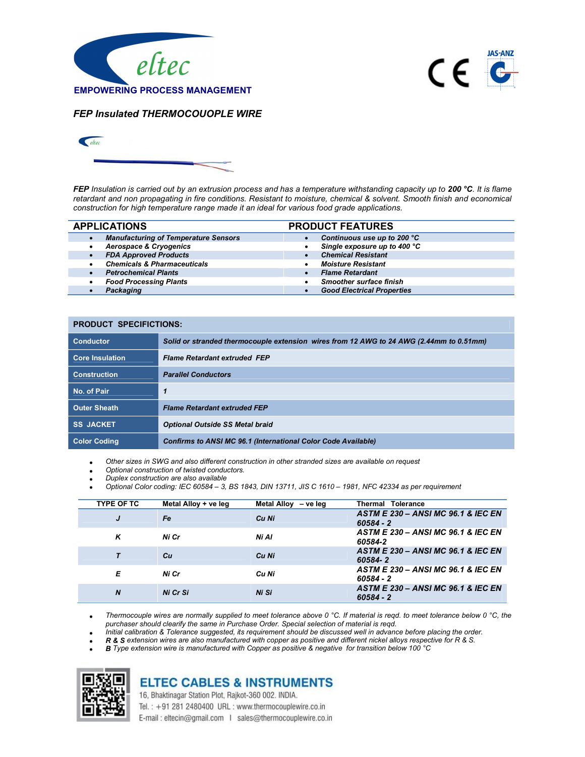eltec

**EMPOWERING PROCESS MANAGEMENT**

## *FEP Insulated THERMOCOUOPLE WIRE*

***FEP*** *Insulation is carried out by an extrusion process and has a temperature withstanding capacity up to* ***200 °C****. It is flame retardant and non propagating in fire conditions. Resistant to moisture, chemical & solvent. Smooth finish and economical construction for high temperature range made it an ideal for various food grade applications.*

| APPLICATIONS | PRODUCT FEATURES |
|---|---|
| • ***Manufacturing of Temperature Sensors*** | • ***Continuous use up to 200 °C*** |
| • ***Aerospace & Cryogenics*** | • ***Single exposure up to 400 °C*** |
| • ***FDA Approved Products*** | • ***Chemical Resistant*** |
| • ***Chemicals & Pharmaceuticals*** | • ***Moisture Resistant*** |
| • ***Petrochemical Plants*** | • ***Flame Retardant*** |
| • ***Food Processing Plants*** | • ***Smoother surface finish*** |
| • ***Packaging*** | • ***Good Electrical Properties*** |

**PRODUCT SPECIFICTIONS:**

| | |
|---|---|
| **Conductor** | ***Solid or stranded thermocouple extension wires from 12 AWG to 24 AWG (2.44mm to 0.51mm)*** |
| **Core Insulation** | ***Flame Retardant extruded FEP*** |
| **Construction** | ***Parallel Conductors*** |
| **No. of Pair** | ***1*** |
| **Outer Sheath** | ***Flame Retardant extruded FEP*** |
| **SS JACKET** | ***Optional Outside SS Metal braid*** |
| **Color Coding** | ***Confirms to ANSI MC 96.1 (International Color Code Available)*** |

- *Other sizes in SWG and also different construction in other stranded sizes are available on request*
- *Optional construction of twisted conductors.*
- *Duplex construction are also available*
- *Optional Color coding: IEC 60584 – 3, BS 1843, DIN 13711, JIS C 1610 – 1981, NFC 42334 as per requirement*

| TYPE OF TC | Metal Alloy + ve leg | Metal Alloy – ve leg | Thermal Tolerance |
|---|---|---|---|
| ***J*** | ***Fe*** | ***Cu Ni*** | ***ASTM E 230 – ANSI MC 96.1 & IEC EN 60584 - 2*** |
| ***K*** | ***Ni Cr*** | ***Ni Al*** | ***ASTM E 230 – ANSI MC 96.1 & IEC EN 60584-2*** |
| ***T*** | ***Cu*** | ***Cu Ni*** | ***ASTM E 230 – ANSI MC 96.1 & IEC EN 60584- 2*** |
| ***E*** | ***Ni Cr*** | ***Cu Ni*** | ***ASTM E 230 – ANSI MC 96.1 & IEC EN 60584 - 2*** |
| ***N*** | ***Ni Cr Si*** | ***Ni Si*** | ***ASTM E 230 – ANSI MC 96.1 & IEC EN 60584 - 2*** |

- *Thermocouple wires are normally supplied to meet tolerance above 0 °C. If material is reqd. to meet tolerance below 0 °C, the purchaser should clearify the same in Purchase Order. Special selection of material is reqd.*
- *Initial calibration & Tolerance suggested, its requirement should be discussed well in advance before placing the order.*
- ***R & S*** *extension wires are also manufactured with copper as positive and different nickel alloys respective for R & S.*
- ***B*** *Type extension wire is manufactured with Copper as positive & negative for transition below 100 °C*

**ELTEC CABLES & INSTRUMENTS**

16, Bhaktinagar Station Plot, Rajkot-360 002. INDIA.

Tel. : +91 281 2480400 URL : www.thermocouplewire.co.in

E-mail : eltecin@gmail.com | sales@thermocouplewire.co.in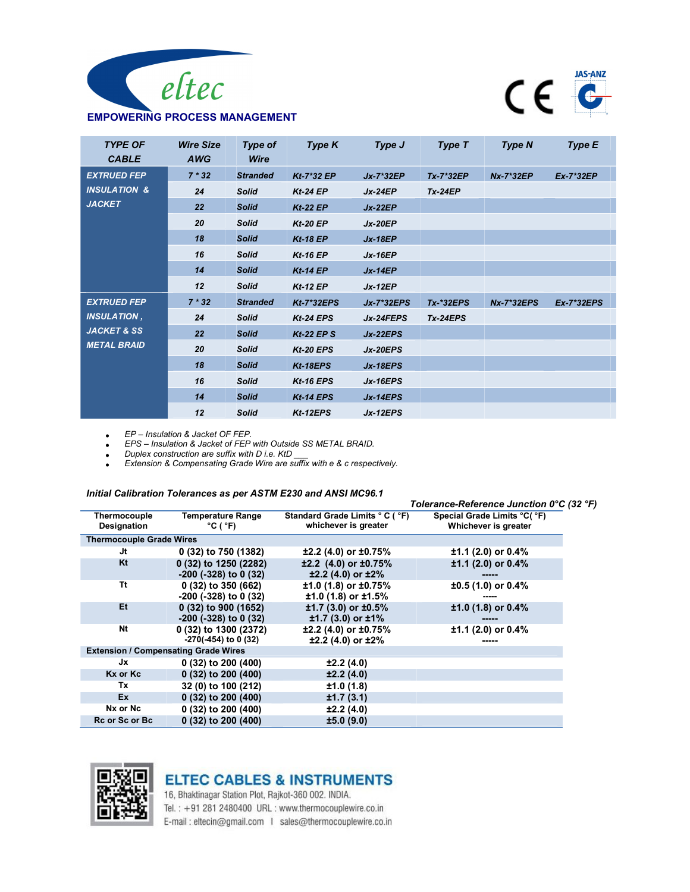eltec

**EMPOWERING PROCESS MANAGEMENT**

JAS-ANZ

| TYPE OF CABLE | Wire Size AWG | Type of Wire | Type K | Type J | Type T | Type N | Type E |
|---|---|---|---|---|---|---|---|
| EXTRUED FEP INSULATION & JACKET | 7 * 32 | Stranded | Kt-7*32 EP | Jx-7*32EP | Tx-7*32EP | Nx-7*32EP | Ex-7*32EP |
| | 24 | Solid | Kt-24 EP | Jx-24EP | Tx-24EP | | |
| | 22 | Solid | Kt-22 EP | Jx-22EP | | | |
| | 20 | Solid | Kt-20 EP | Jx-20EP | | | |
| | 18 | Solid | Kt-18 EP | Jx-18EP | | | |
| | 16 | Solid | Kt-16 EP | Jx-16EP | | | |
| | 14 | Solid | Kt-14 EP | Jx-14EP | | | |
| | 12 | Solid | Kt-12 EP | Jx-12EP | | | |
| EXTRUED FEP INSULATION , JACKET & SS METAL BRAID | 7 * 32 | Stranded | Kt-7*32EPS | Jx-7*32EPS | Tx-*32EPS | Nx-7*32EPS | Ex-7*32EPS |
| | 24 | Solid | Kt-24 EPS | Jx-24FEPS | Tx-24EPS | | |
| | 22 | Solid | Kt-22 EP S | Jx-22EPS | | | |
| | 20 | Solid | Kt-20 EPS | Jx-20EPS | | | |
| | 18 | Solid | Kt-18EPS | Jx-18EPS | | | |
| | 16 | Solid | Kt-16 EPS | Jx-16EPS | | | |
| | 14 | Solid | Kt-14 EPS | Jx-14EPS | | | |
| | 12 | Solid | Kt-12EPS | Jx-12EPS | | | |

- *EP – Insulation & Jacket OF FEP.*
- *EPS – Insulation & Jacket of FEP with Outside SS METAL BRAID.*
- *Duplex construction are suffix with D i.e. KtD ___*
- *Extension & Compensating Grade Wire are suffix with e & c respectively.*

***Initial Calibration Tolerances as per ASTM E230 and ANSI MC96.1***

***Tolerance-Reference Junction 0°C (32 °F)***

| Thermocouple Designation | Temperature Range °C ( °F) | Standard Grade Limits ° C ( °F) whichever is greater | Special Grade Limits °C( °F) Whichever is greater |
|---|---|---|---|
| **Thermocouple Grade Wires** | | | |
| Jt | 0 (32) to 750 (1382) | ±2.2 (4.0) or ±0.75% | ±1.1 (2.0) or 0.4% |
| Kt | 0 (32) to 1250 (2282)<br>-200 (-328) to 0 (32) | ±2.2 (4.0) or ±0.75%<br>±2.2 (4.0) or ±2% | ±1.1 (2.0) or 0.4%<br>----- |
| Tt | 0 (32) to 350 (662)<br>-200 (-328) to 0 (32) | ±1.0 (1.8) or ±0.75%<br>±1.0 (1.8) or ±1.5% | ±0.5 (1.0) or 0.4%<br>----- |
| Et | 0 (32) to 900 (1652)<br>-200 (-328) to 0 (32) | ±1.7 (3.0) or ±0.5%<br>±1.7 (3.0) or ±1% | ±1.0 (1.8) or 0.4%<br>----- |
| Nt | 0 (32) to 1300 (2372)<br>-270(-454) to 0 (32) | ±2.2 (4.0) or ±0.75%<br>±2.2 (4.0) or ±2% | ±1.1 (2.0) or 0.4%<br>----- |
| **Extension / Compensating Grade Wires** | | | |
| Jx | 0 (32) to 200 (400) | ±2.2 (4.0) | |
| Kx or Kc | 0 (32) to 200 (400) | ±2.2 (4.0) | |
| Tx | 32 (0) to 100 (212) | ±1.0 (1.8) | |
| Ex | 0 (32) to 200 (400) | ±1.7 (3.1) | |
| Nx or Nc | 0 (32) to 200 (400) | ±2.2 (4.0) | |
| Rc or Sc or Bc | 0 (32) to 200 (400) | ±5.0 (9.0) | |

**ELTEC CABLES & INSTRUMENTS**

16, Bhaktinagar Station Plot, Rajkot-360 002. INDIA.
Tel. : +91 281 2480400 URL : www.thermocouplewire.co.in
E-mail : eltecin@gmail.com | sales@thermocouplewire.co.in